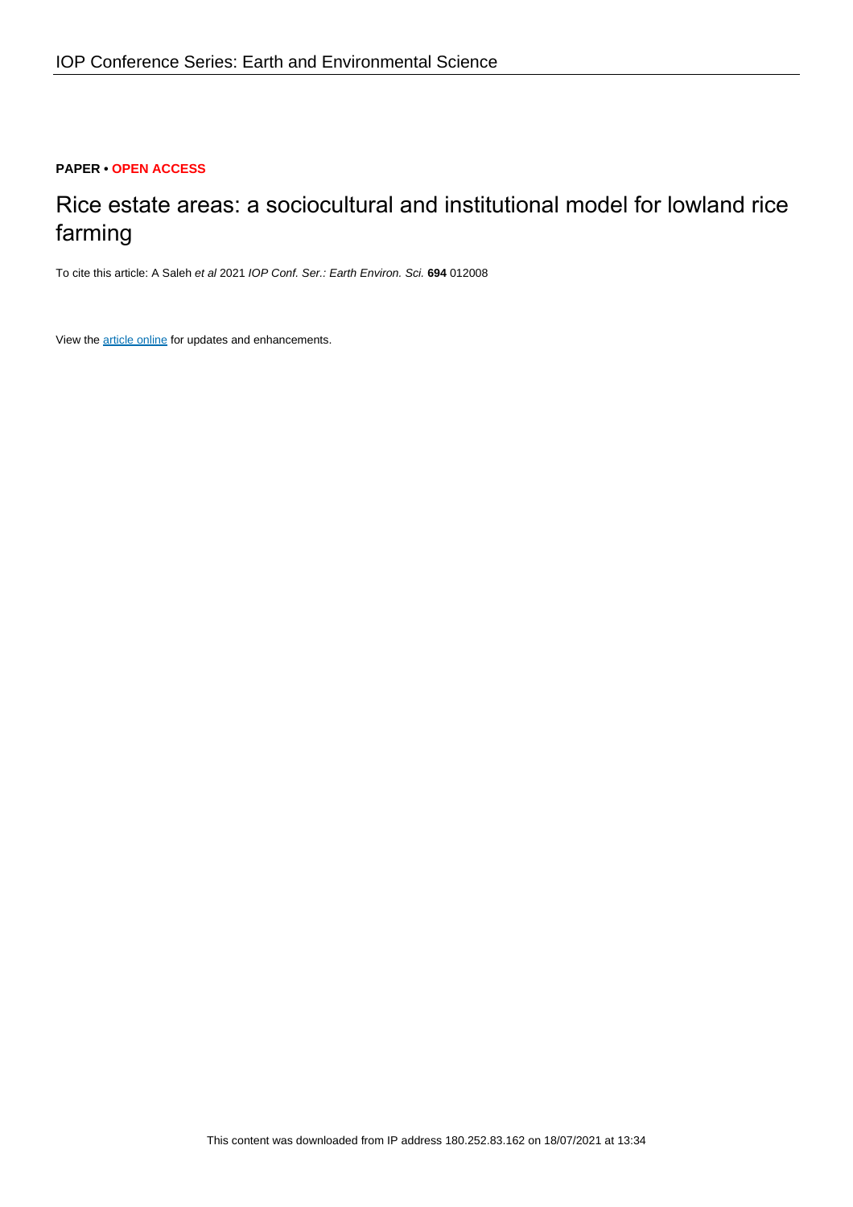IOP Conference Series: Earth and Environmental Science

**PAPER • OPEN ACCESS**

# Rice estate areas: a sociocultural and institutional model for lowland rice farming

To cite this article: A Saleh *et al* 2021 *IOP Conf. Ser.: Earth Environ. Sci.* **694** 012008

View the article online for updates and enhancements.

This content was downloaded from IP address 180.252.83.162 on 18/07/2021 at 13:34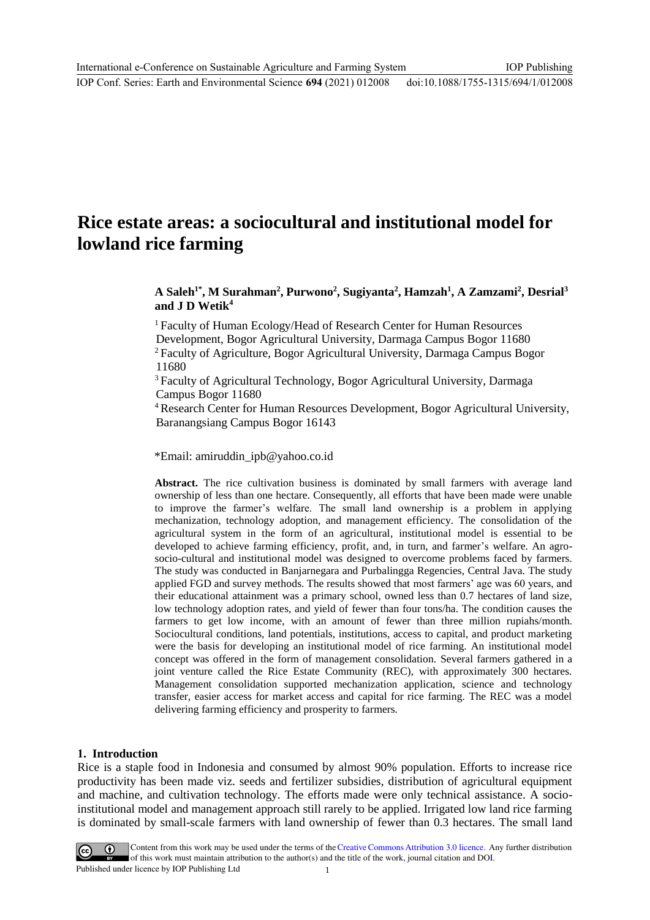# Rice estate areas: a sociocultural and institutional model for lowland rice farming

**A Saleh[1*], M Surahman[2], Purwono[2], Sugiyanta[2], Hamzah[1], A Zamzami[2], Desrial[3] and J D Wetik[4]**

[1] Faculty of Human Ecology/Head of Research Center for Human Resources Development, Bogor Agricultural University, Darmaga Campus Bogor 11680

[2] Faculty of Agriculture, Bogor Agricultural University, Darmaga Campus Bogor 11680

[3] Faculty of Agricultural Technology, Bogor Agricultural University, Darmaga Campus Bogor 11680

[4] Research Center for Human Resources Development, Bogor Agricultural University, Baranangsiang Campus Bogor 16143

*Email: amiruddin_ipb@yahoo.co.id

**Abstract.** The rice cultivation business is dominated by small farmers with average land ownership of less than one hectare. Consequently, all efforts that have been made were unable to improve the farmer's welfare. The small land ownership is a problem in applying mechanization, technology adoption, and management efficiency. The consolidation of the agricultural system in the form of an agricultural, institutional model is essential to be developed to achieve farming efficiency, profit, and, in turn, and farmer's welfare. An agro-socio-cultural and institutional model was designed to overcome problems faced by farmers. The study was conducted in Banjarnegara and Purbalingga Regencies, Central Java. The study applied FGD and survey methods. The results showed that most farmers' age was 60 years, and their educational attainment was a primary school, owned less than 0.7 hectares of land size, low technology adoption rates, and yield of fewer than four tons/ha. The condition causes the farmers to get low income, with an amount of fewer than three million rupiahs/month. Sociocultural conditions, land potentials, institutions, access to capital, and product marketing were the basis for developing an institutional model of rice farming. An institutional model concept was offered in the form of management consolidation. Several farmers gathered in a joint venture called the Rice Estate Community (REC), with approximately 300 hectares. Management consolidation supported mechanization application, science and technology transfer, easier access for market access and capital for rice farming. The REC was a model delivering farming efficiency and prosperity to farmers.

## 1. Introduction

Rice is a staple food in Indonesia and consumed by almost 90% population. Efforts to increase rice productivity has been made viz. seeds and fertilizer subsidies, distribution of agricultural equipment and machine, and cultivation technology. The efforts made were only technical assistance. A socio-institutional model and management approach still rarely to be applied. Irrigated low land rice farming is dominated by small-scale farmers with land ownership of fewer than 0.3 hectares. The small land

Content from this work may be used under the terms of the Creative Commons Attribution 3.0 licence. Any further distribution of this work must maintain attribution to the author(s) and the title of the work, journal citation and DOI.
Published under licence by IOP Publishing Ltd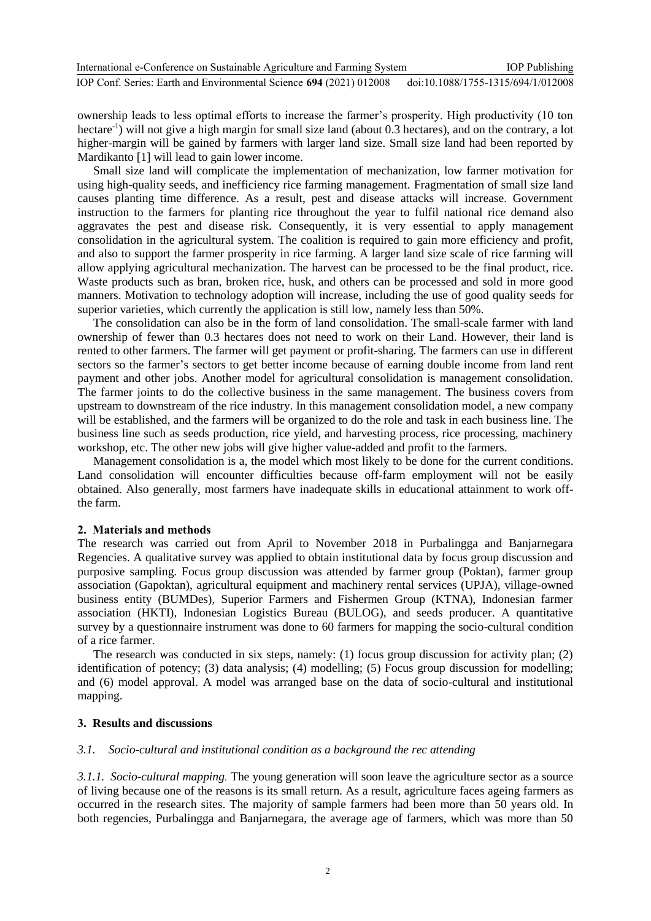ownership leads to less optimal efforts to increase the farmer's prosperity. High productivity (10 ton hectare$^{-1}$) will not give a high margin for small size land (about 0.3 hectares), and on the contrary, a lot higher-margin will be gained by farmers with larger land size. Small size land had been reported by Mardikanto [1] will lead to gain lower income.

Small size land will complicate the implementation of mechanization, low farmer motivation for using high-quality seeds, and inefficiency rice farming management. Fragmentation of small size land causes planting time difference. As a result, pest and disease attacks will increase. Government instruction to the farmers for planting rice throughout the year to fulfil national rice demand also aggravates the pest and disease risk. Consequently, it is very essential to apply management consolidation in the agricultural system. The coalition is required to gain more efficiency and profit, and also to support the farmer prosperity in rice farming. A larger land size scale of rice farming will allow applying agricultural mechanization. The harvest can be processed to be the final product, rice. Waste products such as bran, broken rice, husk, and others can be processed and sold in more good manners. Motivation to technology adoption will increase, including the use of good quality seeds for superior varieties, which currently the application is still low, namely less than 50%.

The consolidation can also be in the form of land consolidation. The small-scale farmer with land ownership of fewer than 0.3 hectares does not need to work on their Land. However, their land is rented to other farmers. The farmer will get payment or profit-sharing. The farmers can use in different sectors so the farmer's sectors to get better income because of earning double income from land rent payment and other jobs. Another model for agricultural consolidation is management consolidation. The farmer joints to do the collective business in the same management. The business covers from upstream to downstream of the rice industry. In this management consolidation model, a new company will be established, and the farmers will be organized to do the role and task in each business line. The business line such as seeds production, rice yield, and harvesting process, rice processing, machinery workshop, etc. The other new jobs will give higher value-added and profit to the farmers.

Management consolidation is a, the model which most likely to be done for the current conditions. Land consolidation will encounter difficulties because off-farm employment will not be easily obtained. Also generally, most farmers have inadequate skills in educational attainment to work off-the farm.

## 2. Materials and methods

The research was carried out from April to November 2018 in Purbalingga and Banjarnegara Regencies. A qualitative survey was applied to obtain institutional data by focus group discussion and purposive sampling. Focus group discussion was attended by farmer group (Poktan), farmer group association (Gapoktan), agricultural equipment and machinery rental services (UPJA), village-owned business entity (BUMDes), Superior Farmers and Fishermen Group (KTNA), Indonesian farmer association (HKTI), Indonesian Logistics Bureau (BULOG), and seeds producer. A quantitative survey by a questionnaire instrument was done to 60 farmers for mapping the socio-cultural condition of a rice farmer.

The research was conducted in six steps, namely: (1) focus group discussion for activity plan; (2) identification of potency; (3) data analysis; (4) modelling; (5) Focus group discussion for modelling; and (6) model approval. A model was arranged base on the data of socio-cultural and institutional mapping.

## 3. Results and discussions

### *3.1. Socio-cultural and institutional condition as a background the rec attending*

*3.1.1. Socio-cultural mapping.* The young generation will soon leave the agriculture sector as a source of living because one of the reasons is its small return. As a result, agriculture faces ageing farmers as occurred in the research sites. The majority of sample farmers had been more than 50 years old. In both regencies, Purbalingga and Banjarnegara, the average age of farmers, which was more than 50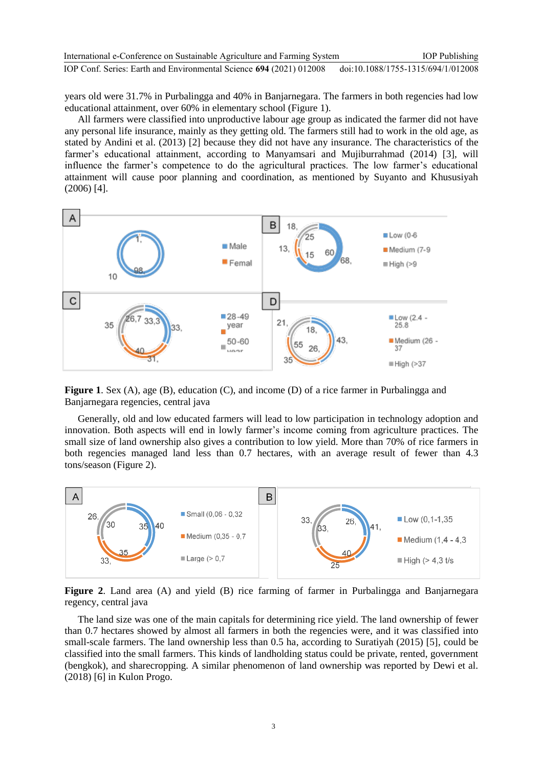years old were 31.7% in Purbalingga and 40% in Banjarnegara. The farmers in both regencies had low educational attainment, over 60% in elementary school (Figure 1).

All farmers were classified into unproductive labour age group as indicated the farmer did not have any personal life insurance, mainly as they getting old. The farmers still had to work in the old age, as stated by Andini et al. (2013) [2] because they did not have any insurance. The characteristics of the farmer's educational attainment, according to Manyamsari and Mujiburrahmad (2014) [3], will influence the farmer's competence to do the agricultural practices. The low farmer's educational attainment will cause poor planning and coordination, as mentioned by Suyanto and Khususiyah (2006) [4].

**Figure 1**. Sex (A), age (B), education (C), and income (D) of a rice farmer in Purbalingga and Banjarnegara regencies, central java

Generally, old and low educated farmers will lead to low participation in technology adoption and innovation. Both aspects will end in lowly farmer's income coming from agriculture practices. The small size of land ownership also gives a contribution to low yield. More than 70% of rice farmers in both regencies managed land less than 0.7 hectares, with an average result of fewer than 4.3 tons/season (Figure 2).

**Figure 2**. Land area (A) and yield (B) rice farming of farmer in Purbalingga and Banjarnegara regency, central java

The land size was one of the main capitals for determining rice yield. The land ownership of fewer than 0.7 hectares showed by almost all farmers in both the regencies were, and it was classified into small-scale farmers. The land ownership less than 0.5 ha, according to Suratiyah (2015) [5], could be classified into the small farmers. This kinds of landholding status could be private, rented, government (bengkok), and sharecropping. A similar phenomenon of land ownership was reported by Dewi et al. (2018) [6] in Kulon Progo.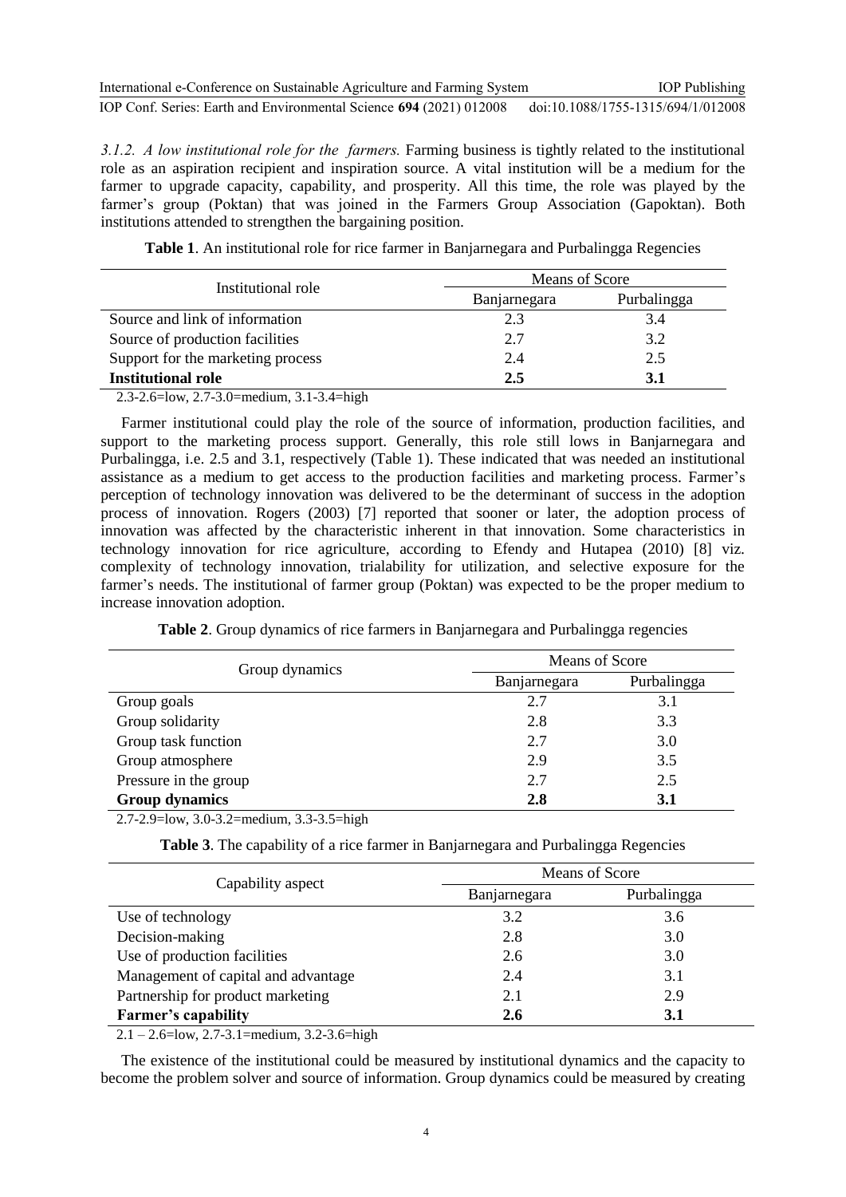*3.1.2. A low institutional role for the farmers.* Farming business is tightly related to the institutional role as an aspiration recipient and inspiration source. A vital institution will be a medium for the farmer to upgrade capacity, capability, and prosperity. All this time, the role was played by the farmer's group (Poktan) that was joined in the Farmers Group Association (Gapoktan). Both institutions attended to strengthen the bargaining position.

**Table 1**. An institutional role for rice farmer in Banjarnegara and Purbalingga Regencies

| Institutional role | Means of Score | |
|---|---|---|
| | Banjarnegara | Purbalingga |
| Source and link of information | 2.3 | 3.4 |
| Source of production facilities | 2.7 | 3.2 |
| Support for the marketing process | 2.4 | 2.5 |
| **Institutional role** | **2.5** | **3.1** |

2.3-2.6=low, 2.7-3.0=medium, 3.1-3.4=high

Farmer institutional could play the role of the source of information, production facilities, and support to the marketing process support. Generally, this role still lows in Banjarnegara and Purbalingga, i.e. 2.5 and 3.1, respectively (Table 1). These indicated that was needed an institutional assistance as a medium to get access to the production facilities and marketing process. Farmer's perception of technology innovation was delivered to be the determinant of success in the adoption process of innovation. Rogers (2003) [7] reported that sooner or later, the adoption process of innovation was affected by the characteristic inherent in that innovation. Some characteristics in technology innovation for rice agriculture, according to Efendy and Hutapea (2010) [8] viz. complexity of technology innovation, trialability for utilization, and selective exposure for the farmer's needs. The institutional of farmer group (Poktan) was expected to be the proper medium to increase innovation adoption.

**Table 2**. Group dynamics of rice farmers in Banjarnegara and Purbalingga regencies

| Group dynamics | Means of Score | |
|---|---|---|
| | Banjarnegara | Purbalingga |
| Group goals | 2.7 | 3.1 |
| Group solidarity | 2.8 | 3.3 |
| Group task function | 2.7 | 3.0 |
| Group atmosphere | 2.9 | 3.5 |
| Pressure in the group | 2.7 | 2.5 |
| **Group dynamics** | **2.8** | **3.1** |

2.7-2.9=low, 3.0-3.2=medium, 3.3-3.5=high

**Table 3**. The capability of a rice farmer in Banjarnegara and Purbalingga Regencies

| Capability aspect | Means of Score | |
|---|---|---|
| | Banjarnegara | Purbalingga |
| Use of technology | 3.2 | 3.6 |
| Decision-making | 2.8 | 3.0 |
| Use of production facilities | 2.6 | 3.0 |
| Management of capital and advantage | 2.4 | 3.1 |
| Partnership for product marketing | 2.1 | 2.9 |
| **Farmer's capability** | **2.6** | **3.1** |

2.1 – 2.6=low, 2.7-3.1=medium, 3.2-3.6=high

The existence of the institutional could be measured by institutional dynamics and the capacity to become the problem solver and source of information. Group dynamics could be measured by creating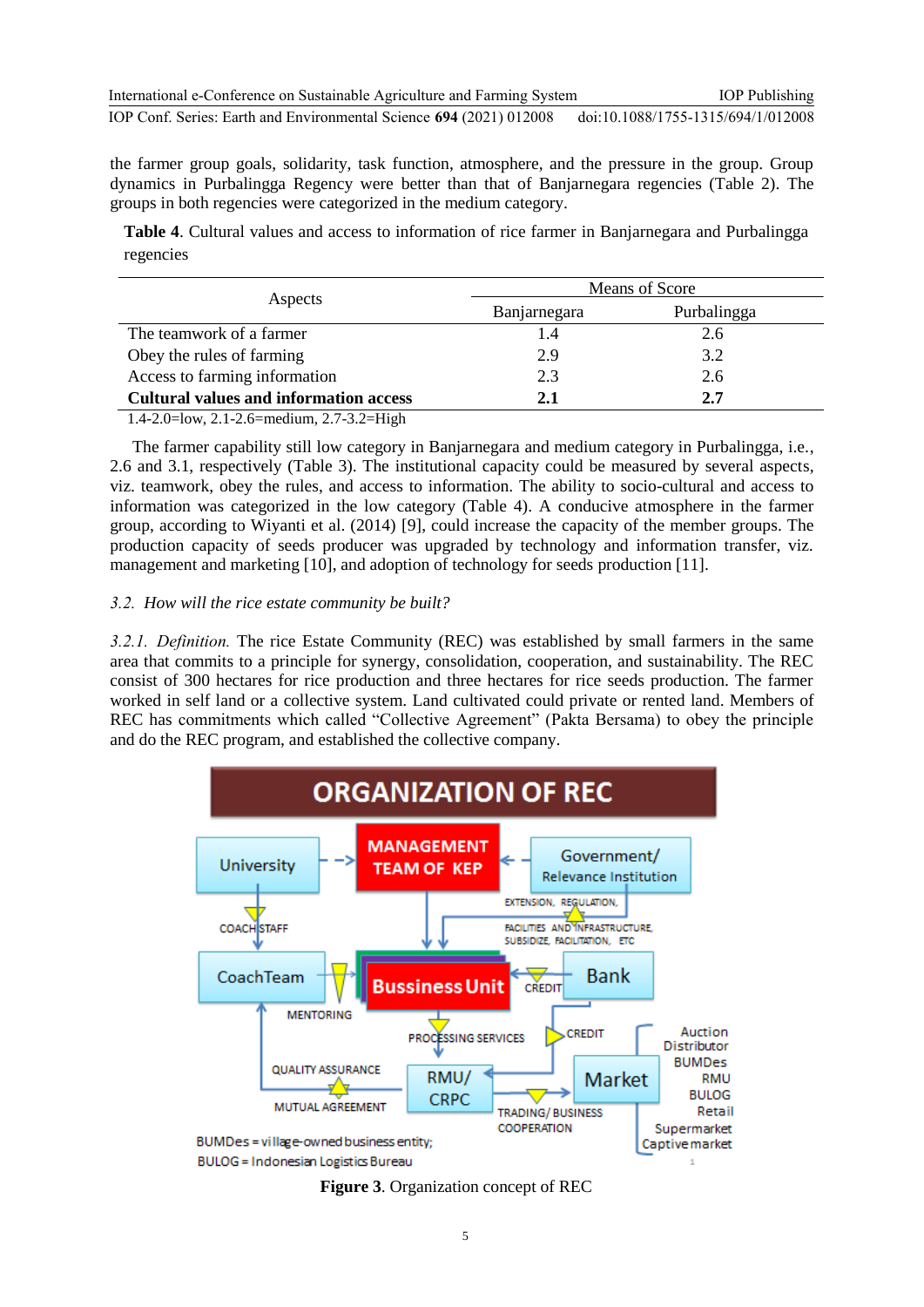the farmer group goals, solidarity, task function, atmosphere, and the pressure in the group. Group dynamics in Purbalingga Regency were better than that of Banjarnegara regencies (Table 2). The groups in both regencies were categorized in the medium category.

**Table 4**. Cultural values and access to information of rice farmer in Banjarnegara and Purbalingga regencies

| Aspects | Means of Score | |
|---|---|---|
| | Banjarnegara | Purbalingga |
| The teamwork of a farmer | 1.4 | 2.6 |
| Obey the rules of farming | 2.9 | 3.2 |
| Access to farming information | 2.3 | 2.6 |
| **Cultural values and information access** | **2.1** | **2.7** |

1.4-2.0=low, 2.1-2.6=medium, 2.7-3.2=High

The farmer capability still low category in Banjarnegara and medium category in Purbalingga, i.e., 2.6 and 3.1, respectively (Table 3). The institutional capacity could be measured by several aspects, viz. teamwork, obey the rules, and access to information. The ability to socio-cultural and access to information was categorized in the low category (Table 4). A conducive atmosphere in the farmer group, according to Wiyanti et al. (2014) [9], could increase the capacity of the member groups. The production capacity of seeds producer was upgraded by technology and information transfer, viz. management and marketing [10], and adoption of technology for seeds production [11].

### *3.2. How will the rice estate community be built?*

*3.2.1. Definition.* The rice Estate Community (REC) was established by small farmers in the same area that commits to a principle for synergy, consolidation, cooperation, and sustainability. The REC consist of 300 hectares for rice production and three hectares for rice seeds production. The farmer worked in self land or a collective system. Land cultivated could private or rented land. Members of REC has commitments which called "Collective Agreement" (Pakta Bersama) to obey the principle and do the REC program, and established the collective company.

ORGANIZATION OF REC

University | MANAGEMENT TEAM OF KEP | Government/ Relevance Institution

EXTENSION, REGULATION, FACILITIES AND INFRASTRUCTURE, SUBSIDIZE, FACILITATION, ETC

COACH STAFF | CoachTeam | MENTORING | Bussiness Unit | CREDIT | Bank

PROCESSING SERVICES | CREDIT | QUALITY ASSURANCE | MUTUAL AGREEMENT | RMU/ CRPC | TRADING/ BUSINESS COOPERATION | Market

Auction, Distributor, BUMDes, RMU, BULOG, Retail, Supermarket, Captive market

BUMDes = village-owned business entity;
BULOG = Indonesian Logistics Bureau

**Figure 3**. Organization concept of REC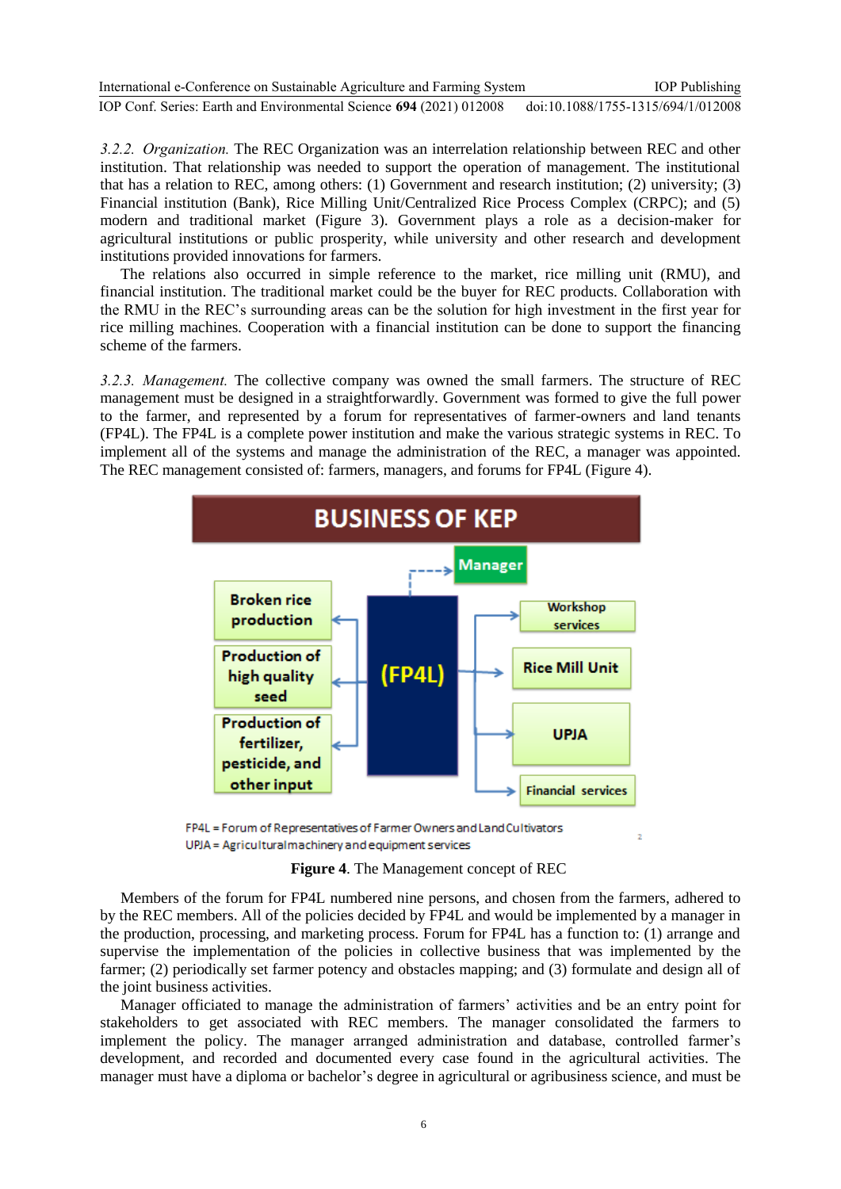*3.2.2. Organization.* The REC Organization was an interrelation relationship between REC and other institution. That relationship was needed to support the operation of management. The institutional that has a relation to REC, among others: (1) Government and research institution; (2) university; (3) Financial institution (Bank), Rice Milling Unit/Centralized Rice Process Complex (CRPC); and (5) modern and traditional market (Figure 3). Government plays a role as a decision-maker for agricultural institutions or public prosperity, while university and other research and development institutions provided innovations for farmers.

The relations also occurred in simple reference to the market, rice milling unit (RMU), and financial institution. The traditional market could be the buyer for REC products. Collaboration with the RMU in the REC's surrounding areas can be the solution for high investment in the first year for rice milling machines. Cooperation with a financial institution can be done to support the financing scheme of the farmers.

*3.2.3. Management.* The collective company was owned the small farmers. The structure of REC management must be designed in a straightforwardly. Government was formed to give the full power to the farmer, and represented by a forum for representatives of farmer-owners and land tenants (FP4L). The FP4L is a complete power institution and make the various strategic systems in REC. To implement all of the systems and manage the administration of the REC, a manager was appointed. The REC management consisted of: farmers, managers, and forums for FP4L (Figure 4).

BUSINESS OF KEP

Manager

(FP4L)

Broken rice production

Production of high quality seed

Production of fertilizer, pesticide, and other input

Workshop services

Rice Mill Unit

UPJA

Financial services

FP4L = Forum of Representatives of Farmer Owners and Land Cultivators
UPJA = Agricultural machinery and equipment services

**Figure 4**. The Management concept of REC

Members of the forum for FP4L numbered nine persons, and chosen from the farmers, adhered to by the REC members. All of the policies decided by FP4L and would be implemented by a manager in the production, processing, and marketing process. Forum for FP4L has a function to: (1) arrange and supervise the implementation of the policies in collective business that was implemented by the farmer; (2) periodically set farmer potency and obstacles mapping; and (3) formulate and design all of the joint business activities.

Manager officiated to manage the administration of farmers' activities and be an entry point for stakeholders to get associated with REC members. The manager consolidated the farmers to implement the policy. The manager arranged administration and database, controlled farmer's development, and recorded and documented every case found in the agricultural activities. The manager must have a diploma or bachelor's degree in agricultural or agribusiness science, and must be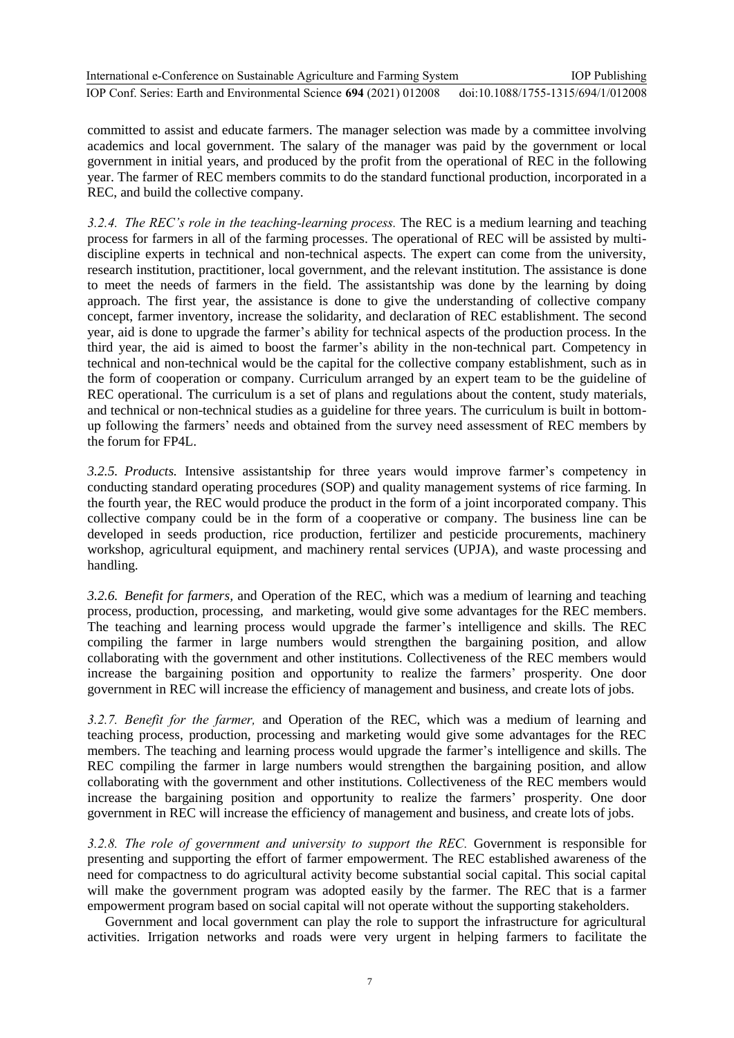committed to assist and educate farmers. The manager selection was made by a committee involving academics and local government. The salary of the manager was paid by the government or local government in initial years, and produced by the profit from the operational of REC in the following year. The farmer of REC members commits to do the standard functional production, incorporated in a REC, and build the collective company.

*3.2.4. The REC's role in the teaching-learning process.* The REC is a medium learning and teaching process for farmers in all of the farming processes. The operational of REC will be assisted by multi-discipline experts in technical and non-technical aspects. The expert can come from the university, research institution, practitioner, local government, and the relevant institution. The assistance is done to meet the needs of farmers in the field. The assistantship was done by the learning by doing approach. The first year, the assistance is done to give the understanding of collective company concept, farmer inventory, increase the solidarity, and declaration of REC establishment. The second year, aid is done to upgrade the farmer's ability for technical aspects of the production process. In the third year, the aid is aimed to boost the farmer's ability in the non-technical part. Competency in technical and non-technical would be the capital for the collective company establishment, such as in the form of cooperation or company. Curriculum arranged by an expert team to be the guideline of REC operational. The curriculum is a set of plans and regulations about the content, study materials, and technical or non-technical studies as a guideline for three years. The curriculum is built in bottom-up following the farmers' needs and obtained from the survey need assessment of REC members by the forum for FP4L.

*3.2.5. Products.* Intensive assistantship for three years would improve farmer's competency in conducting standard operating procedures (SOP) and quality management systems of rice farming. In the fourth year, the REC would produce the product in the form of a joint incorporated company. This collective company could be in the form of a cooperative or company. The business line can be developed in seeds production, rice production, fertilizer and pesticide procurements, machinery workshop, agricultural equipment, and machinery rental services (UPJA), and waste processing and handling.

*3.2.6. Benefit for farmers,* and Operation of the REC, which was a medium of learning and teaching process, production, processing, and marketing, would give some advantages for the REC members. The teaching and learning process would upgrade the farmer's intelligence and skills. The REC compiling the farmer in large numbers would strengthen the bargaining position, and allow collaborating with the government and other institutions. Collectiveness of the REC members would increase the bargaining position and opportunity to realize the farmers' prosperity. One door government in REC will increase the efficiency of management and business, and create lots of jobs.

*3.2.7. Benefit for the farmer,* and Operation of the REC, which was a medium of learning and teaching process, production, processing and marketing would give some advantages for the REC members. The teaching and learning process would upgrade the farmer's intelligence and skills. The REC compiling the farmer in large numbers would strengthen the bargaining position, and allow collaborating with the government and other institutions. Collectiveness of the REC members would increase the bargaining position and opportunity to realize the farmers' prosperity. One door government in REC will increase the efficiency of management and business, and create lots of jobs.

*3.2.8. The role of government and university to support the REC.* Government is responsible for presenting and supporting the effort of farmer empowerment. The REC established awareness of the need for compactness to do agricultural activity become substantial social capital. This social capital will make the government program was adopted easily by the farmer. The REC that is a farmer empowerment program based on social capital will not operate without the supporting stakeholders.

Government and local government can play the role to support the infrastructure for agricultural activities. Irrigation networks and roads were very urgent in helping farmers to facilitate the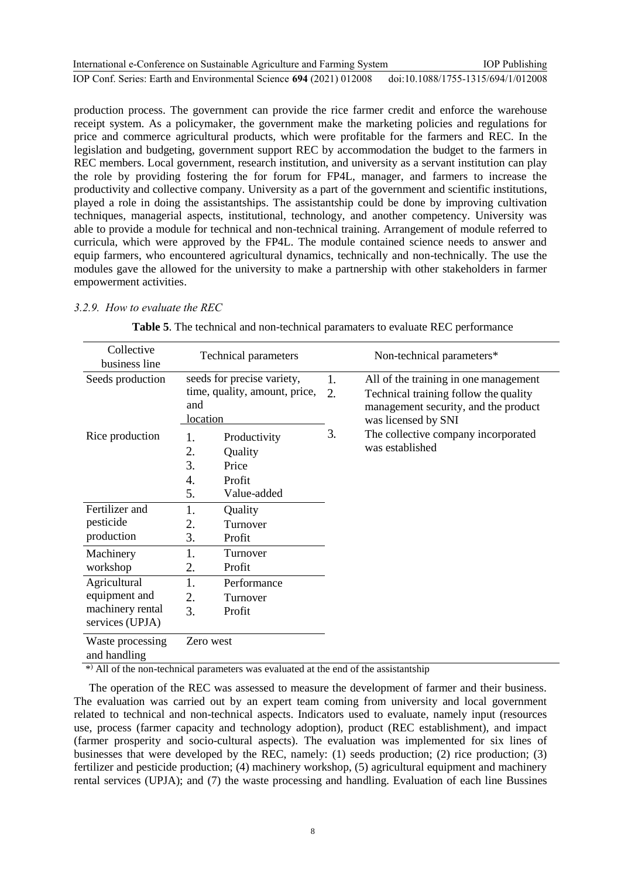production process. The government can provide the rice farmer credit and enforce the warehouse receipt system. As a policymaker, the government make the marketing policies and regulations for price and commerce agricultural products, which were profitable for the farmers and REC. In the legislation and budgeting, government support REC by accommodation the budget to the farmers in REC members. Local government, research institution, and university as a servant institution can play the role by providing fostering the for forum for FP4L, manager, and farmers to increase the productivity and collective company. University as a part of the government and scientific institutions, played a role in doing the assistantships. The assistantship could be done by improving cultivation techniques, managerial aspects, institutional, technology, and another competency. University was able to provide a module for technical and non-technical training. Arrangement of module referred to curricula, which were approved by the FP4L. The module contained science needs to answer and equip farmers, who encountered agricultural dynamics, technically and non-technically. The use the modules gave the allowed for the university to make a partnership with other stakeholders in farmer empowerment activities.

### *3.2.9. How to evaluate the REC*

**Table 5**. The technical and non-technical paramaters to evaluate REC performance

| Collective business line | Technical parameters | Non-technical parameters* |
|---|---|---|
| Seeds production | seeds for precise variety, time, quality, amount, price, and location | 1. All of the training in one management<br>2. Technical training follow the quality management security, and the product was licensed by SNI<br>3. The collective company incorporated was established |
| Rice production | 1. Productivity<br>2. Quality<br>3. Price<br>4. Profit<br>5. Value-added | |
| Fertilizer and pesticide production | 1. Quality<br>2. Turnover<br>3. Profit | |
| Machinery workshop | 1. Turnover<br>2. Profit | |
| Agricultural equipment and machinery rental services (UPJA) | 1. Performance<br>2. Turnover<br>3. Profit | |
| Waste processing and handling | Zero west | |

*) All of the non-technical parameters was evaluated at the end of the assistantship

The operation of the REC was assessed to measure the development of farmer and their business. The evaluation was carried out by an expert team coming from university and local government related to technical and non-technical aspects. Indicators used to evaluate, namely input (resources use, process (farmer capacity and technology adoption), product (REC establishment), and impact (farmer prosperity and socio-cultural aspects). The evaluation was implemented for six lines of businesses that were developed by the REC, namely: (1) seeds production; (2) rice production; (3) fertilizer and pesticide production; (4) machinery workshop, (5) agricultural equipment and machinery rental services (UPJA); and (7) the waste processing and handling. Evaluation of each line Bussines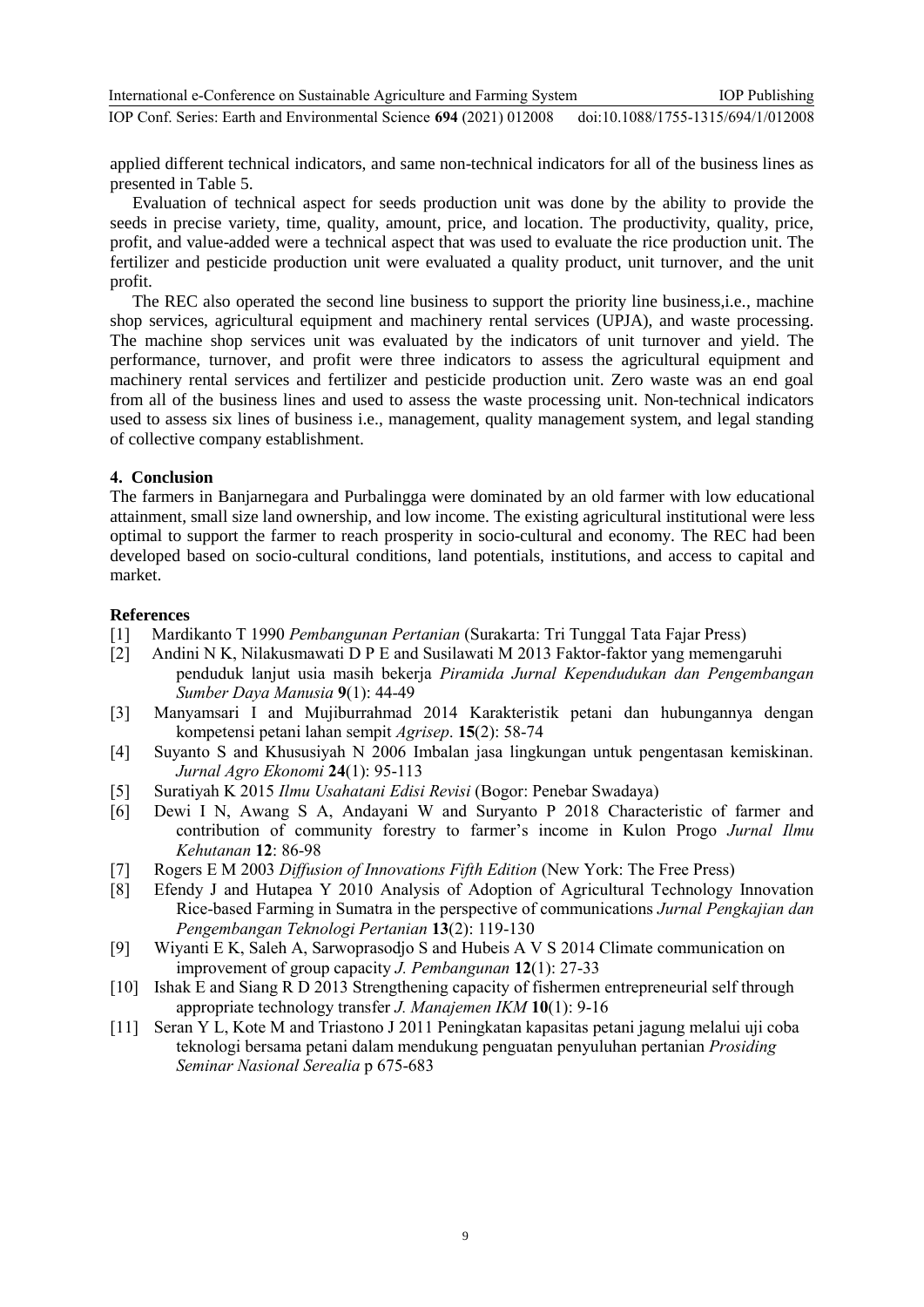applied different technical indicators, and same non-technical indicators for all of the business lines as presented in Table 5.

Evaluation of technical aspect for seeds production unit was done by the ability to provide the seeds in precise variety, time, quality, amount, price, and location. The productivity, quality, price, profit, and value-added were a technical aspect that was used to evaluate the rice production unit. The fertilizer and pesticide production unit were evaluated a quality product, unit turnover, and the unit profit.

The REC also operated the second line business to support the priority line business,i.e., machine shop services, agricultural equipment and machinery rental services (UPJA), and waste processing. The machine shop services unit was evaluated by the indicators of unit turnover and yield. The performance, turnover, and profit were three indicators to assess the agricultural equipment and machinery rental services and fertilizer and pesticide production unit. Zero waste was an end goal from all of the business lines and used to assess the waste processing unit. Non-technical indicators used to assess six lines of business i.e., management, quality management system, and legal standing of collective company establishment.

## 4. Conclusion

The farmers in Banjarnegara and Purbalingga were dominated by an old farmer with low educational attainment, small size land ownership, and low income. The existing agricultural institutional were less optimal to support the farmer to reach prosperity in socio-cultural and economy. The REC had been developed based on socio-cultural conditions, land potentials, institutions, and access to capital and market.

## References

[1] Mardikanto T 1990 *Pembangunan Pertanian* (Surakarta: Tri Tunggal Tata Fajar Press)

[2] Andini N K, Nilakusmawati D P E and Susilawati M 2013 Faktor-faktor yang memengaruhi penduduk lanjut usia masih bekerja *Piramida Jurnal Kependudukan dan Pengembangan Sumber Daya Manusia* **9**(1): 44-49

[3] Manyamsari I and Mujiburrahmad 2014 Karakteristik petani dan hubungannya dengan kompetensi petani lahan sempit *Agrisep*. **15**(2): 58-74

[4] Suyanto S and Khususiyah N 2006 Imbalan jasa lingkungan untuk pengentasan kemiskinan. *Jurnal Agro Ekonomi* **24**(1): 95-113

[5] Suratiyah K 2015 *Ilmu Usahatani Edisi Revisi* (Bogor: Penebar Swadaya)

[6] Dewi I N, Awang S A, Andayani W and Suryanto P 2018 Characteristic of farmer and contribution of community forestry to farmer's income in Kulon Progo *Jurnal Ilmu Kehutanan* **12**: 86-98

[7] Rogers E M 2003 *Diffusion of Innovations Fifth Edition* (New York: The Free Press)

[8] Efendy J and Hutapea Y 2010 Analysis of Adoption of Agricultural Technology Innovation Rice-based Farming in Sumatra in the perspective of communications *Jurnal Pengkajian dan Pengembangan Teknologi Pertanian* **13**(2): 119-130

[9] Wiyanti E K, Saleh A, Sarwoprasodjo S and Hubeis A V S 2014 Climate communication on improvement of group capacity *J. Pembangunan* **12**(1): 27-33

[10] Ishak E and Siang R D 2013 Strengthening capacity of fishermen entrepreneurial self through appropriate technology transfer *J. Manajemen IKM* **10**(1): 9-16

[11] Seran Y L, Kote M and Triastono J 2011 Peningkatan kapasitas petani jagung melalui uji coba teknologi bersama petani dalam mendukung penguatan penyuluhan pertanian *Prosiding Seminar Nasional Serealia* p 675-683